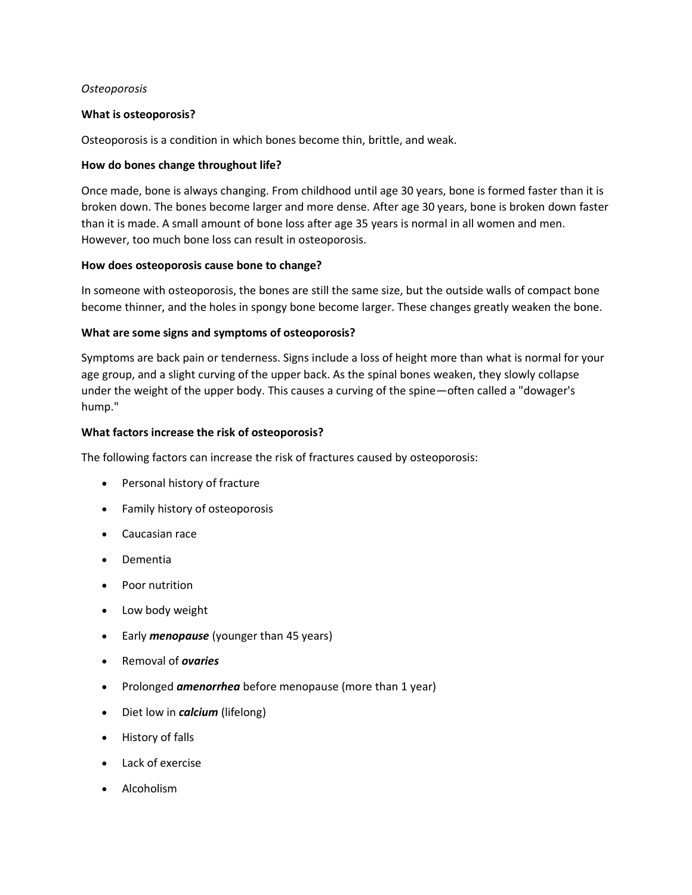*Osteoporosis*

**What is osteoporosis?**

Osteoporosis is a condition in which bones become thin, brittle, and weak.

**How do bones change throughout life?**

Once made, bone is always changing. From childhood until age 30 years, bone is formed faster than it is broken down. The bones become larger and more dense. After age 30 years, bone is broken down faster than it is made. A small amount of bone loss after age 35 years is normal in all women and men. However, too much bone loss can result in osteoporosis.

**How does osteoporosis cause bone to change?**

In someone with osteoporosis, the bones are still the same size, but the outside walls of compact bone become thinner, and the holes in spongy bone become larger. These changes greatly weaken the bone.

**What are some signs and symptoms of osteoporosis?**

Symptoms are back pain or tenderness. Signs include a loss of height more than what is normal for your age group, and a slight curving of the upper back. As the spinal bones weaken, they slowly collapse under the weight of the upper body. This causes a curving of the spine—often called a "dowager's hump."

**What factors increase the risk of osteoporosis?**

The following factors can increase the risk of fractures caused by osteoporosis:

- Personal history of fracture
- Family history of osteoporosis
- Caucasian race
- Dementia
- Poor nutrition
- Low body weight
- Early ***menopause*** (younger than 45 years)
- Removal of ***ovaries***
- Prolonged ***amenorrhea*** before menopause (more than 1 year)
- Diet low in ***calcium*** (lifelong)
- History of falls
- Lack of exercise
- Alcoholism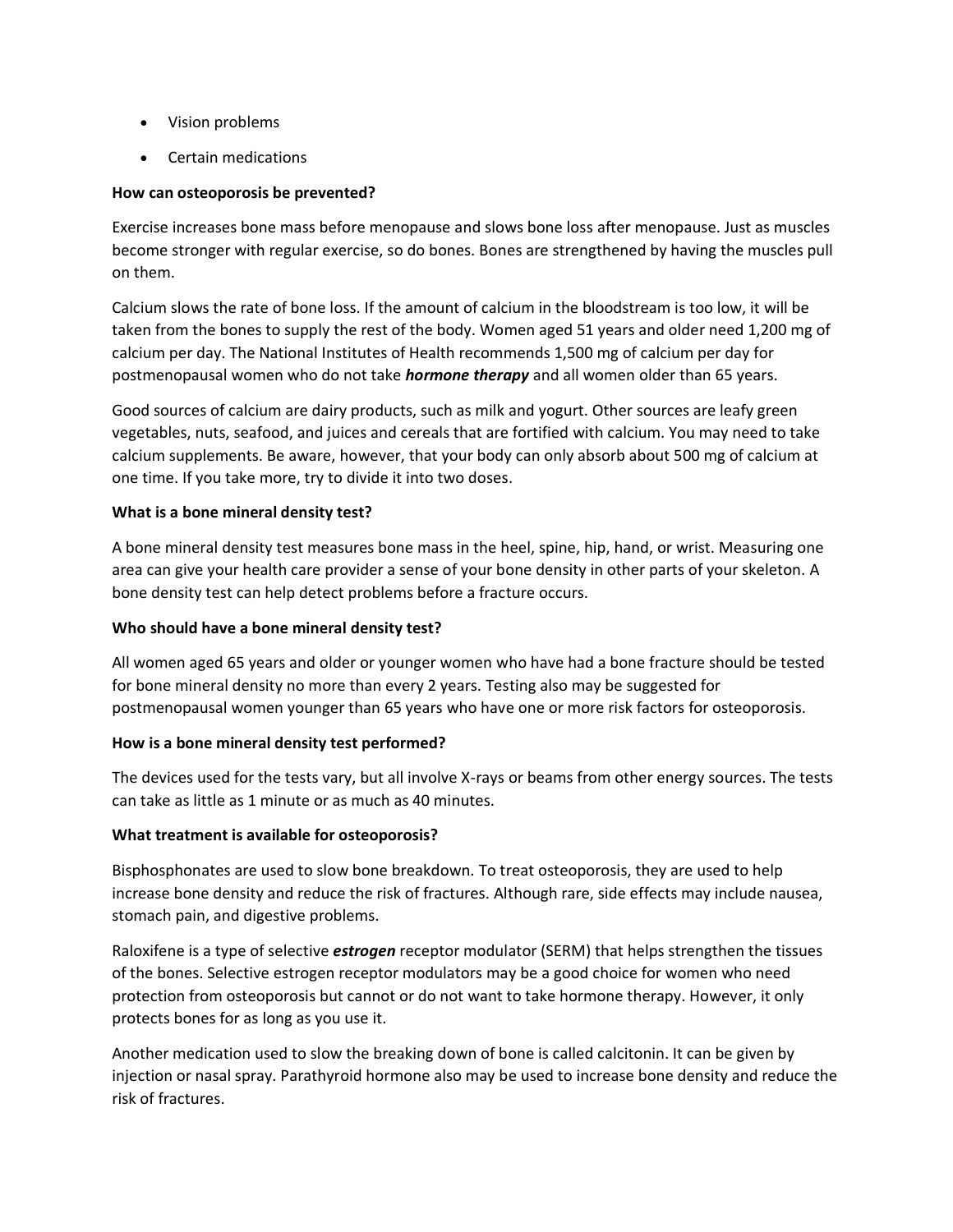- Vision problems
- Certain medications

**How can osteoporosis be prevented?**

Exercise increases bone mass before menopause and slows bone loss after menopause. Just as muscles become stronger with regular exercise, so do bones. Bones are strengthened by having the muscles pull on them.

Calcium slows the rate of bone loss. If the amount of calcium in the bloodstream is too low, it will be taken from the bones to supply the rest of the body. Women aged 51 years and older need 1,200 mg of calcium per day. The National Institutes of Health recommends 1,500 mg of calcium per day for postmenopausal women who do not take ***hormone therapy*** and all women older than 65 years.

Good sources of calcium are dairy products, such as milk and yogurt. Other sources are leafy green vegetables, nuts, seafood, and juices and cereals that are fortified with calcium. You may need to take calcium supplements. Be aware, however, that your body can only absorb about 500 mg of calcium at one time. If you take more, try to divide it into two doses.

**What is a bone mineral density test?**

A bone mineral density test measures bone mass in the heel, spine, hip, hand, or wrist. Measuring one area can give your health care provider a sense of your bone density in other parts of your skeleton. A bone density test can help detect problems before a fracture occurs.

**Who should have a bone mineral density test?**

All women aged 65 years and older or younger women who have had a bone fracture should be tested for bone mineral density no more than every 2 years. Testing also may be suggested for postmenopausal women younger than 65 years who have one or more risk factors for osteoporosis.

**How is a bone mineral density test performed?**

The devices used for the tests vary, but all involve X-rays or beams from other energy sources. The tests can take as little as 1 minute or as much as 40 minutes.

**What treatment is available for osteoporosis?**

Bisphosphonates are used to slow bone breakdown. To treat osteoporosis, they are used to help increase bone density and reduce the risk of fractures. Although rare, side effects may include nausea, stomach pain, and digestive problems.

Raloxifene is a type of selective ***estrogen*** receptor modulator (SERM) that helps strengthen the tissues of the bones. Selective estrogen receptor modulators may be a good choice for women who need protection from osteoporosis but cannot or do not want to take hormone therapy. However, it only protects bones for as long as you use it.

Another medication used to slow the breaking down of bone is called calcitonin. It can be given by injection or nasal spray. Parathyroid hormone also may be used to increase bone density and reduce the risk of fractures.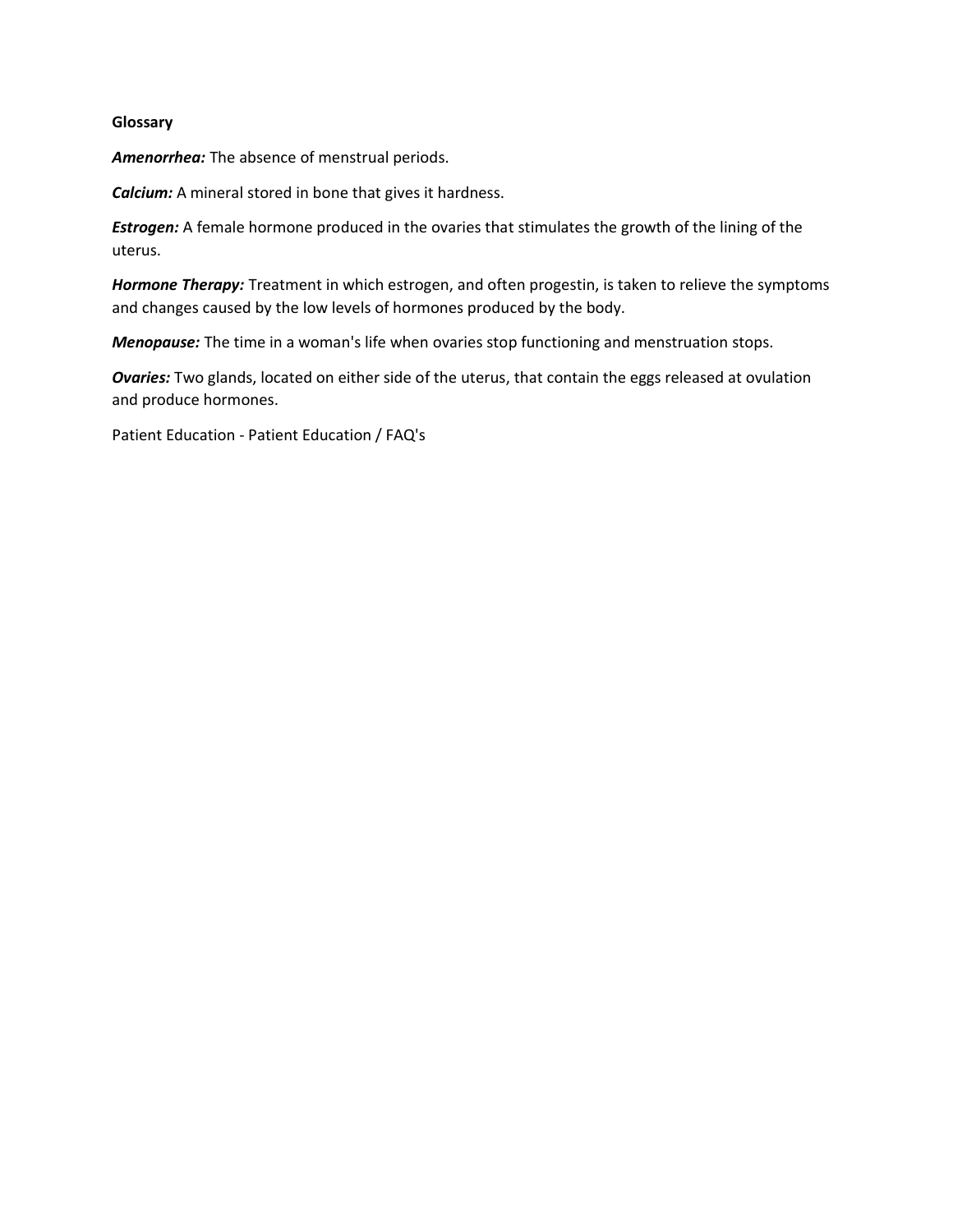**Glossary**

***Amenorrhea:*** The absence of menstrual periods.

***Calcium:*** A mineral stored in bone that gives it hardness.

***Estrogen:*** A female hormone produced in the ovaries that stimulates the growth of the lining of the uterus.

***Hormone Therapy:*** Treatment in which estrogen, and often progestin, is taken to relieve the symptoms and changes caused by the low levels of hormones produced by the body.

***Menopause:*** The time in a woman's life when ovaries stop functioning and menstruation stops.

***Ovaries:*** Two glands, located on either side of the uterus, that contain the eggs released at ovulation and produce hormones.

Patient Education - Patient Education / FAQ's